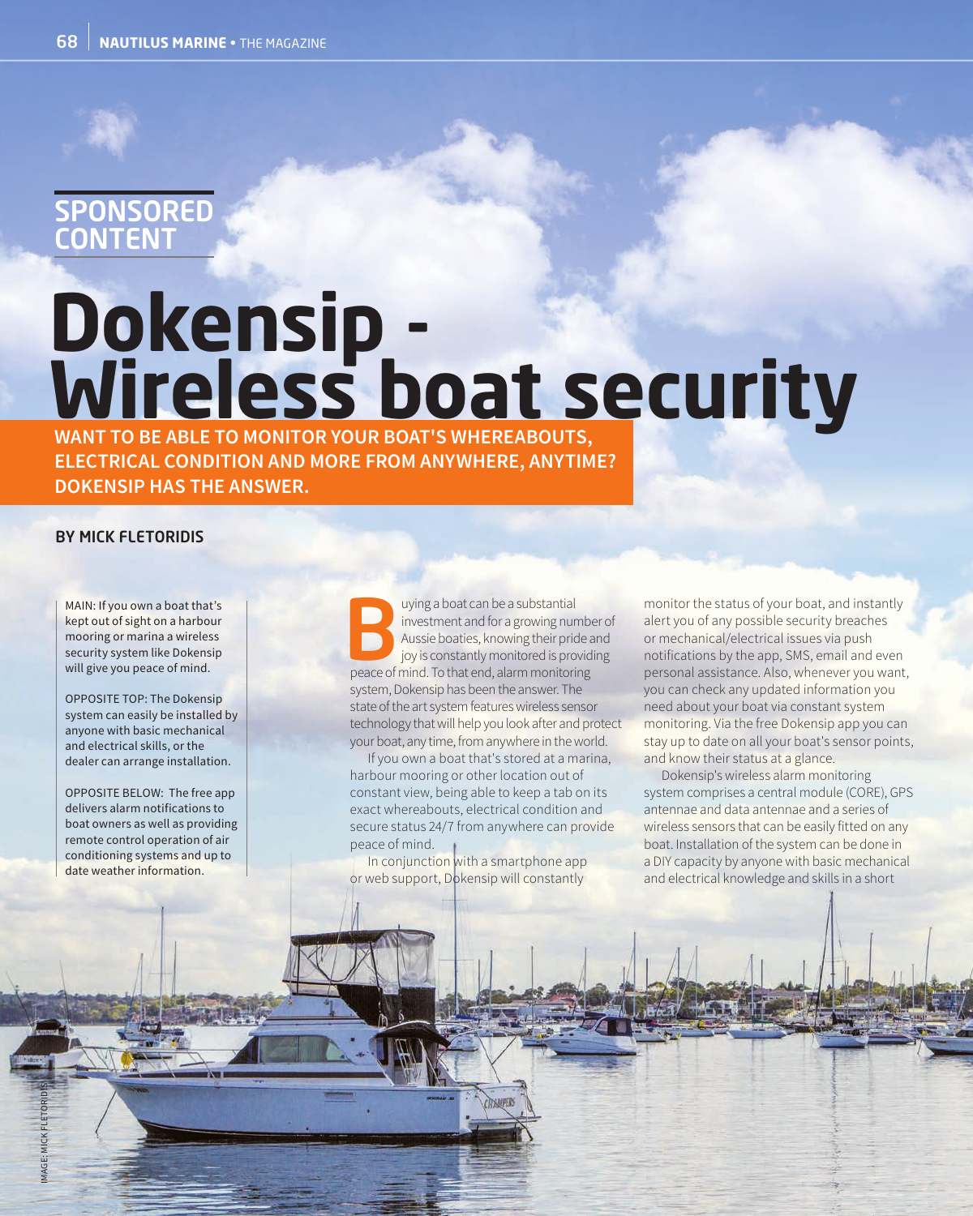SPONSORED CONTENT

# Dokensip - Wireless boat security

**WANT TO BE ABLE TO MONITOR YOUR BOAT'S WHEREABOUTS, ELECTRICAL CONDITION AND MORE FROM ANYWHERE, ANYTIME? DOKENSIP HAS THE ANSWER.**

**BY MICK FLETORIDIS**

MAIN: If you own a boat that's kept out of sight on a harbour mooring or marina a wireless security system like Dokensip will give you peace of mind.

OPPOSITE TOP: The Dokensip system can easily be installed by anyone with basic mechanical and electrical skills, or the dealer can arrange installation.

OPPOSITE BELOW: The free app delivers alarm notifications to boat owners as well as providing remote control operation of air conditioning systems and up to date weather information.

Buying a boat can be a substantial investment and for a growing number of Aussie boaties, knowing their pride and joy is constantly monitored is providing peace of mind. To that end, alarm monitoring system, Dokensip has been the answer. The state of the art system features wireless sensor technology that will help you look after and protect your boat, any time, from anywhere in the world.

If you own a boat that's stored at a marina, harbour mooring or other location out of constant view, being able to keep a tab on its exact whereabouts, electrical condition and secure status 24/7 from anywhere can provide peace of mind.

In conjunction with a smartphone app or web support, Dokensip will constantly monitor the status of your boat, and instantly alert you of any possible security breaches or mechanical/electrical issues via push notifications by the app, SMS, email and even personal assistance. Also, whenever you want, you can check any updated information you need about your boat via constant system monitoring. Via the free Dokensip app you can stay up to date on all your boat's sensor points, and know their status at a glance.

Dokensip's wireless alarm monitoring system comprises a central module (CORE), GPS antennae and data antennae and a series of wireless sensors that can be easily fitted on any boat. Installation of the system can be done in a DIY capacity by anyone with basic mechanical and electrical knowledge and skills in a short

IMAGE: MICK FLETORIDIS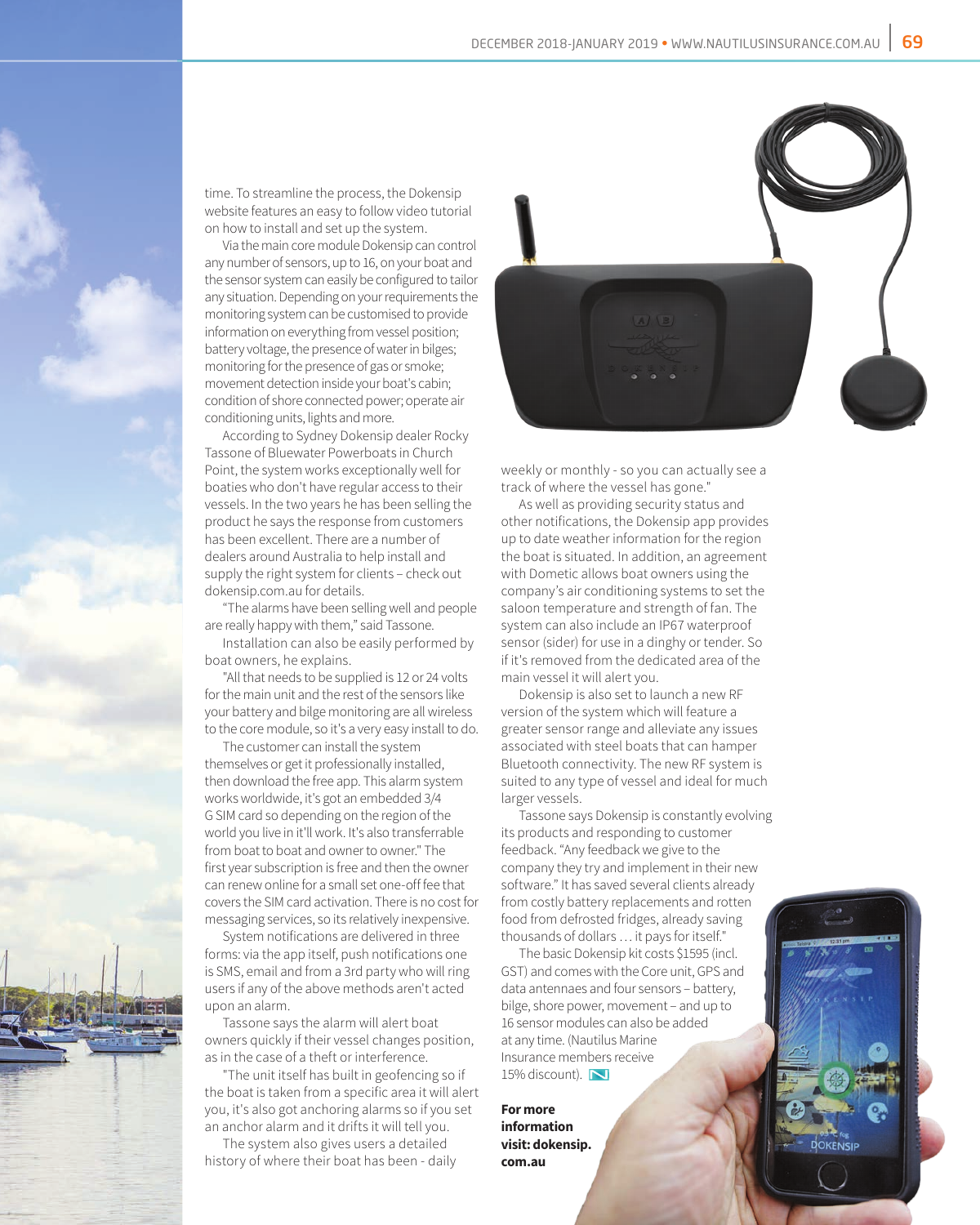time. To streamline the process, the Dokensip website features an easy to follow video tutorial on how to install and set up the system.

Via the main core module Dokensip can control any number of sensors, up to 16, on your boat and the sensor system can easily be configured to tailor any situation. Depending on your requirements the monitoring system can be customised to provide information on everything from vessel position; battery voltage, the presence of water in bilges; monitoring for the presence of gas or smoke; movement detection inside your boat's cabin; condition of shore connected power; operate air conditioning units, lights and more.

According to Sydney Dokensip dealer Rocky Tassone of Bluewater Powerboats in Church Point, the system works exceptionally well for boaties who don't have regular access to their vessels. In the two years he has been selling the product he says the response from customers has been excellent. There are a number of dealers around Australia to help install and supply the right system for clients – check out dokensip.com.au for details.

"The alarms have been selling well and people are really happy with them," said Tassone.

Installation can also be easily performed by boat owners, he explains.

"All that needs to be supplied is 12 or 24 volts for the main unit and the rest of the sensors like your battery and bilge monitoring are all wireless to the core module, so it's a very easy install to do.

The customer can install the system themselves or get it professionally installed, then download the free app. This alarm system works worldwide, it's got an embedded 3/4 G SIM card so depending on the region of the world you live in it'll work. It's also transferrable from boat to boat and owner to owner." The first year subscription is free and then the owner can renew online for a small set one-off fee that covers the SIM card activation. There is no cost for messaging services, so its relatively inexpensive.

System notifications are delivered in three forms: via the app itself, push notifications one is SMS, email and from a 3rd party who will ring users if any of the above methods aren't acted upon an alarm.

Tassone says the alarm will alert boat owners quickly if their vessel changes position, as in the case of a theft or interference.

"The unit itself has built in geofencing so if the boat is taken from a specific area it will alert you, it's also got anchoring alarms so if you set an anchor alarm and it drifts it will tell you.

The system also gives users a detailed history of where their boat has been - daily weekly or monthly - so you can actually see a track of where the vessel has gone."

As well as providing security status and other notifications, the Dokensip app provides up to date weather information for the region the boat is situated. In addition, an agreement with Dometic allows boat owners using the company's air conditioning systems to set the saloon temperature and strength of fan. The system can also include an IP67 waterproof sensor (sider) for use in a dinghy or tender. So if it's removed from the dedicated area of the main vessel it will alert you.

Dokensip is also set to launch a new RF version of the system which will feature a greater sensor range and alleviate any issues associated with steel boats that can hamper Bluetooth connectivity. The new RF system is suited to any type of vessel and ideal for much larger vessels.

Tassone says Dokensip is constantly evolving its products and responding to customer feedback. "Any feedback we give to the company they try and implement in their new software." It has saved several clients already from costly battery replacements and rotten food from defrosted fridges, already saving thousands of dollars ... it pays for itself."

The basic Dokensip kit costs $1595 (incl. GST) and comes with the Core unit, GPS and data antennaes and four sensors – battery, bilge, shore power, movement – and up to 16 sensor modules can also be added at any time. (Nautilus Marine Insurance members receive 15% discount).

**For more information visit: dokensip.com.au**